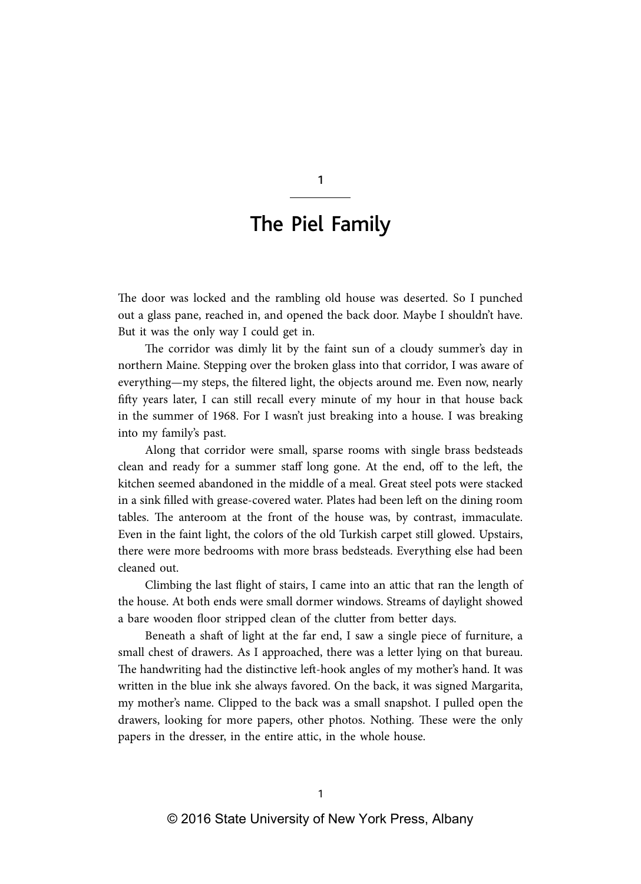# 1

## The Piel Family

The door was locked and the rambling old house was deserted. So I punched out a glass pane, reached in, and opened the back door. Maybe I shouldn't have. But it was the only way I could get in.

The corridor was dimly lit by the faint sun of a cloudy summer's day in northern Maine. Stepping over the broken glass into that corridor, I was aware of everything—my steps, the filtered light, the objects around me. Even now, nearly fifty years later, I can still recall every minute of my hour in that house back in the summer of 1968. For I wasn't just breaking into a house. I was breaking into my family's past.

Along that corridor were small, sparse rooms with single brass bedsteads clean and ready for a summer staff long gone. At the end, off to the left, the kitchen seemed abandoned in the middle of a meal. Great steel pots were stacked in a sink filled with grease-covered water. Plates had been left on the dining room tables. The anteroom at the front of the house was, by contrast, immaculate. Even in the faint light, the colors of the old Turkish carpet still glowed. Upstairs, there were more bedrooms with more brass bedsteads. Everything else had been cleaned out.

Climbing the last flight of stairs, I came into an attic that ran the length of the house. At both ends were small dormer windows. Streams of daylight showed a bare wooden floor stripped clean of the clutter from better days.

Beneath a shaft of light at the far end, I saw a single piece of furniture, a small chest of drawers. As I approached, there was a letter lying on that bureau. The handwriting had the distinctive left-hook angles of my mother's hand. It was written in the blue ink she always favored. On the back, it was signed Margarita, my mother's name. Clipped to the back was a small snapshot. I pulled open the drawers, looking for more papers, other photos. Nothing. These were the only papers in the dresser, in the entire attic, in the whole house.

© 2016 State University of New York Press, Albany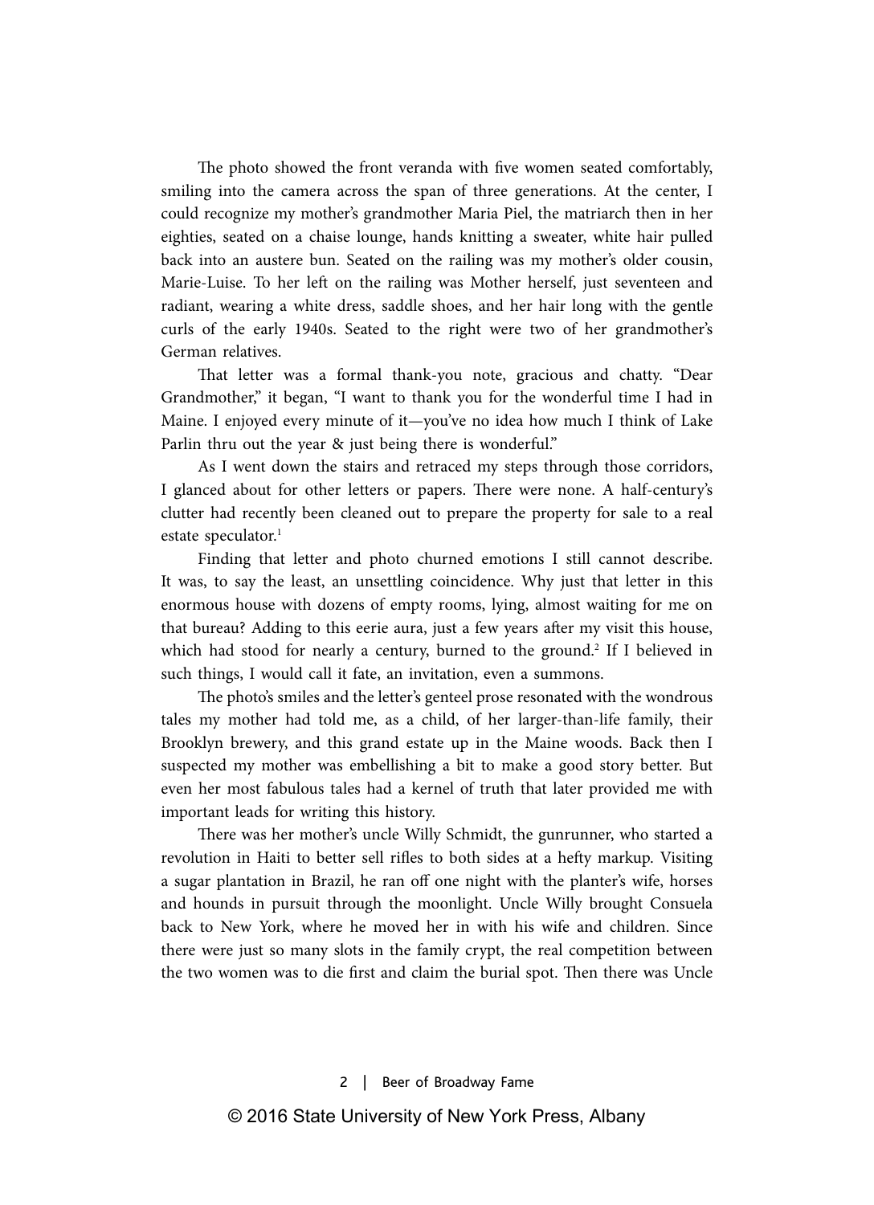The photo showed the front veranda with five women seated comfortably, smiling into the camera across the span of three generations. At the center, I could recognize my mother's grandmother Maria Piel, the matriarch then in her eighties, seated on a chaise lounge, hands knitting a sweater, white hair pulled back into an austere bun. Seated on the railing was my mother's older cousin, Marie-Luise. To her left on the railing was Mother herself, just seventeen and radiant, wearing a white dress, saddle shoes, and her hair long with the gentle curls of the early 1940s. Seated to the right were two of her grandmother's German relatives.

That letter was a formal thank-you note, gracious and chatty. "Dear Grandmother," it began, "I want to thank you for the wonderful time I had in Maine. I enjoyed every minute of it—you've no idea how much I think of Lake Parlin thru out the year & just being there is wonderful."

As I went down the stairs and retraced my steps through those corridors, I glanced about for other letters or papers. There were none. A half-century's clutter had recently been cleaned out to prepare the property for sale to a real estate speculator.[1]

Finding that letter and photo churned emotions I still cannot describe. It was, to say the least, an unsettling coincidence. Why just that letter in this enormous house with dozens of empty rooms, lying, almost waiting for me on that bureau? Adding to this eerie aura, just a few years after my visit this house, which had stood for nearly a century, burned to the ground.[2] If I believed in such things, I would call it fate, an invitation, even a summons.

The photo's smiles and the letter's genteel prose resonated with the wondrous tales my mother had told me, as a child, of her larger-than-life family, their Brooklyn brewery, and this grand estate up in the Maine woods. Back then I suspected my mother was embellishing a bit to make a good story better. But even her most fabulous tales had a kernel of truth that later provided me with important leads for writing this history.

There was her mother's uncle Willy Schmidt, the gunrunner, who started a revolution in Haiti to better sell rifles to both sides at a hefty markup. Visiting a sugar plantation in Brazil, he ran off one night with the planter's wife, horses and hounds in pursuit through the moonlight. Uncle Willy brought Consuela back to New York, where he moved her in with his wife and children. Since there were just so many slots in the family crypt, the real competition between the two women was to die first and claim the burial spot. Then there was Uncle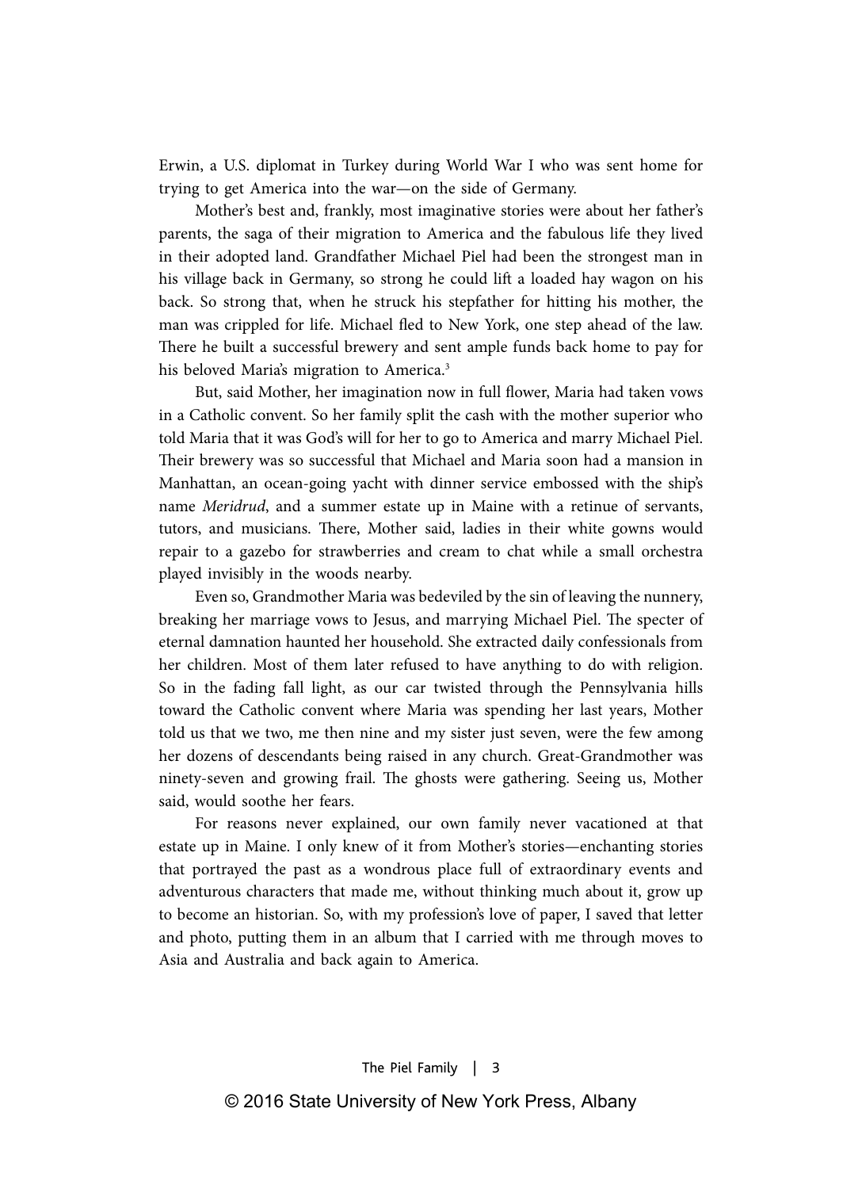Erwin, a U.S. diplomat in Turkey during World War I who was sent home for trying to get America into the war—on the side of Germany.

Mother's best and, frankly, most imaginative stories were about her father's parents, the saga of their migration to America and the fabulous life they lived in their adopted land. Grandfather Michael Piel had been the strongest man in his village back in Germany, so strong he could lift a loaded hay wagon on his back. So strong that, when he struck his stepfather for hitting his mother, the man was crippled for life. Michael fled to New York, one step ahead of the law. There he built a successful brewery and sent ample funds back home to pay for his beloved Maria's migration to America.[3]

But, said Mother, her imagination now in full flower, Maria had taken vows in a Catholic convent. So her family split the cash with the mother superior who told Maria that it was God's will for her to go to America and marry Michael Piel. Their brewery was so successful that Michael and Maria soon had a mansion in Manhattan, an ocean-going yacht with dinner service embossed with the ship's name *Meridrud*, and a summer estate up in Maine with a retinue of servants, tutors, and musicians. There, Mother said, ladies in their white gowns would repair to a gazebo for strawberries and cream to chat while a small orchestra played invisibly in the woods nearby.

Even so, Grandmother Maria was bedeviled by the sin of leaving the nunnery, breaking her marriage vows to Jesus, and marrying Michael Piel. The specter of eternal damnation haunted her household. She extracted daily confessionals from her children. Most of them later refused to have anything to do with religion. So in the fading fall light, as our car twisted through the Pennsylvania hills toward the Catholic convent where Maria was spending her last years, Mother told us that we two, me then nine and my sister just seven, were the few among her dozens of descendants being raised in any church. Great-Grandmother was ninety-seven and growing frail. The ghosts were gathering. Seeing us, Mother said, would soothe her fears.

For reasons never explained, our own family never vacationed at that estate up in Maine. I only knew of it from Mother's stories—enchanting stories that portrayed the past as a wondrous place full of extraordinary events and adventurous characters that made me, without thinking much about it, grow up to become an historian. So, with my profession's love of paper, I saved that letter and photo, putting them in an album that I carried with me through moves to Asia and Australia and back again to America.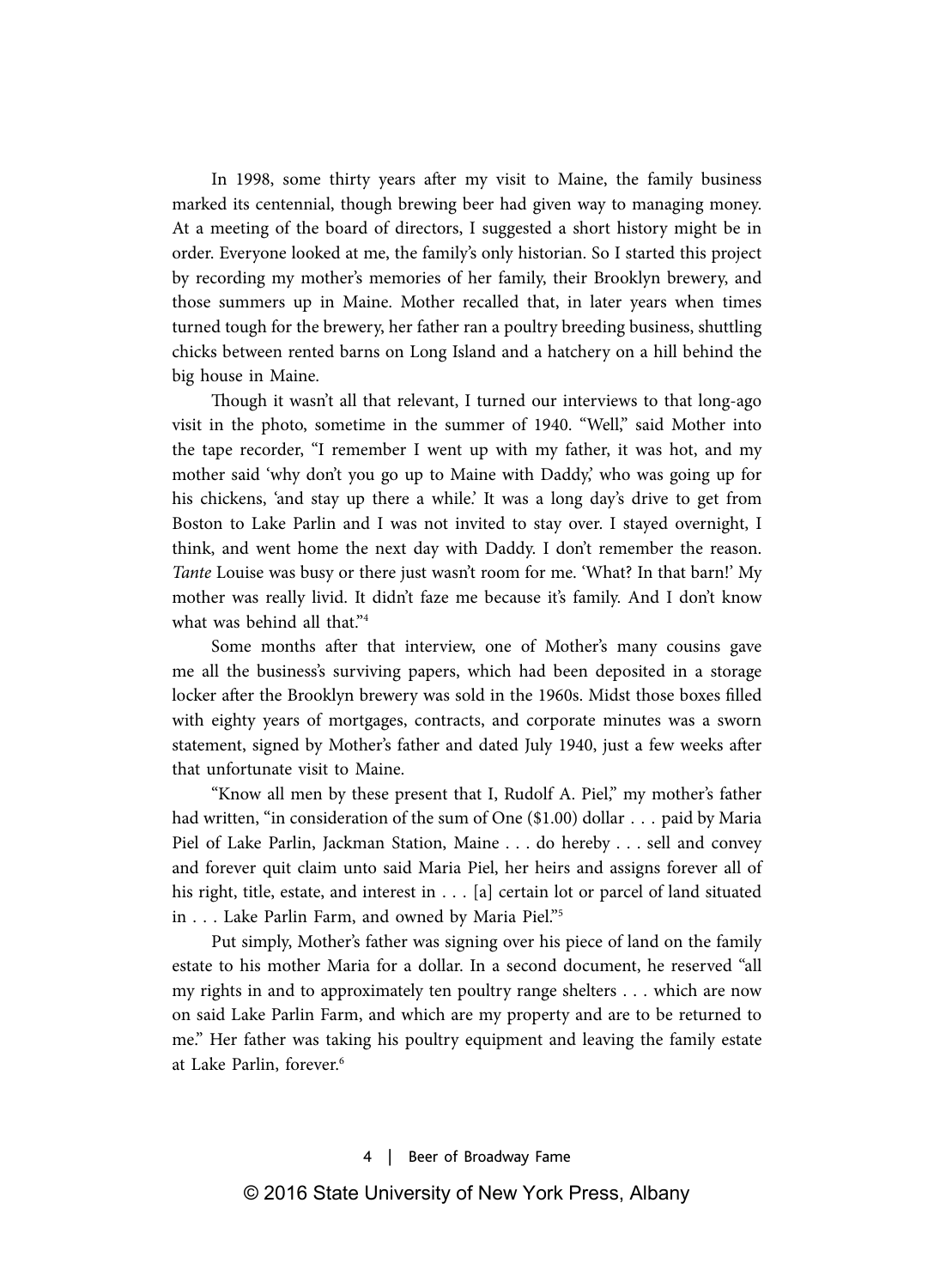In 1998, some thirty years after my visit to Maine, the family business marked its centennial, though brewing beer had given way to managing money. At a meeting of the board of directors, I suggested a short history might be in order. Everyone looked at me, the family's only historian. So I started this project by recording my mother's memories of her family, their Brooklyn brewery, and those summers up in Maine. Mother recalled that, in later years when times turned tough for the brewery, her father ran a poultry breeding business, shuttling chicks between rented barns on Long Island and a hatchery on a hill behind the big house in Maine.

Though it wasn't all that relevant, I turned our interviews to that long-ago visit in the photo, sometime in the summer of 1940. "Well," said Mother into the tape recorder, "I remember I went up with my father, it was hot, and my mother said 'why don't you go up to Maine with Daddy,' who was going up for his chickens, 'and stay up there a while.' It was a long day's drive to get from Boston to Lake Parlin and I was not invited to stay over. I stayed overnight, I think, and went home the next day with Daddy. I don't remember the reason. *Tante* Louise was busy or there just wasn't room for me. 'What? In that barn!' My mother was really livid. It didn't faze me because it's family. And I don't know what was behind all that."[4]

Some months after that interview, one of Mother's many cousins gave me all the business's surviving papers, which had been deposited in a storage locker after the Brooklyn brewery was sold in the 1960s. Midst those boxes filled with eighty years of mortgages, contracts, and corporate minutes was a sworn statement, signed by Mother's father and dated July 1940, just a few weeks after that unfortunate visit to Maine.

"Know all men by these present that I, Rudolf A. Piel," my mother's father had written, "in consideration of the sum of One ($1.00) dollar . . . paid by Maria Piel of Lake Parlin, Jackman Station, Maine . . . do hereby . . . sell and convey and forever quit claim unto said Maria Piel, her heirs and assigns forever all of his right, title, estate, and interest in . . . [a] certain lot or parcel of land situated in . . . Lake Parlin Farm, and owned by Maria Piel."[5]

Put simply, Mother's father was signing over his piece of land on the family estate to his mother Maria for a dollar. In a second document, he reserved "all my rights in and to approximately ten poultry range shelters . . . which are now on said Lake Parlin Farm, and which are my property and are to be returned to me." Her father was taking his poultry equipment and leaving the family estate at Lake Parlin, forever.[6]

© 2016 State University of New York Press, Albany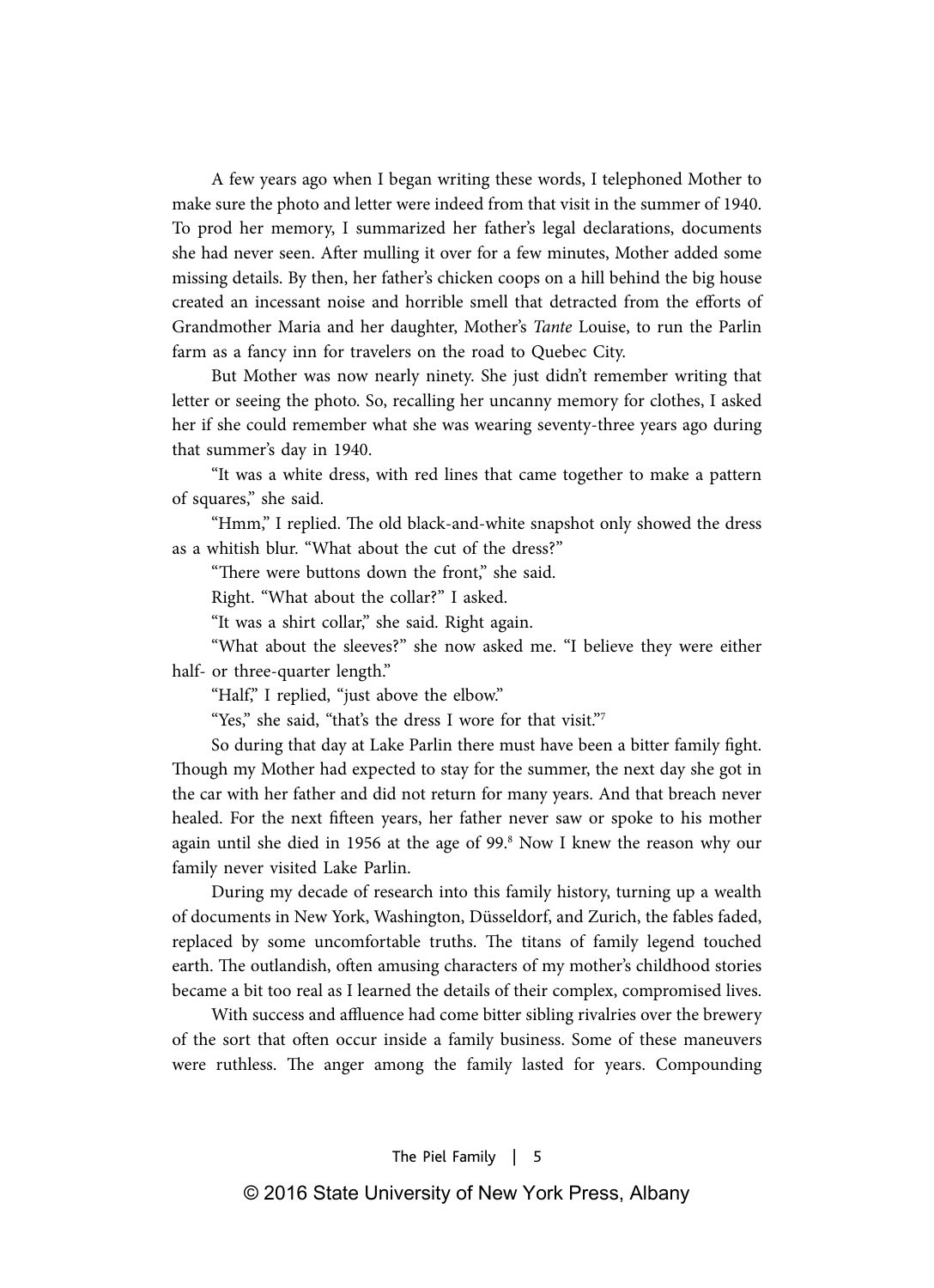A few years ago when I began writing these words, I telephoned Mother to make sure the photo and letter were indeed from that visit in the summer of 1940. To prod her memory, I summarized her father's legal declarations, documents she had never seen. After mulling it over for a few minutes, Mother added some missing details. By then, her father's chicken coops on a hill behind the big house created an incessant noise and horrible smell that detracted from the efforts of Grandmother Maria and her daughter, Mother's *Tante* Louise, to run the Parlin farm as a fancy inn for travelers on the road to Quebec City.

But Mother was now nearly ninety. She just didn't remember writing that letter or seeing the photo. So, recalling her uncanny memory for clothes, I asked her if she could remember what she was wearing seventy-three years ago during that summer's day in 1940.

"It was a white dress, with red lines that came together to make a pattern of squares," she said.

"Hmm," I replied. The old black-and-white snapshot only showed the dress as a whitish blur. "What about the cut of the dress?"

"There were buttons down the front," she said.

Right. "What about the collar?" I asked.

"It was a shirt collar," she said. Right again.

"What about the sleeves?" she now asked me. "I believe they were either half- or three-quarter length."

"Half," I replied, "just above the elbow."

"Yes," she said, "that's the dress I wore for that visit."[7]

So during that day at Lake Parlin there must have been a bitter family fight. Though my Mother had expected to stay for the summer, the next day she got in the car with her father and did not return for many years. And that breach never healed. For the next fifteen years, her father never saw or spoke to his mother again until she died in 1956 at the age of 99.[8] Now I knew the reason why our family never visited Lake Parlin.

During my decade of research into this family history, turning up a wealth of documents in New York, Washington, Düsseldorf, and Zurich, the fables faded, replaced by some uncomfortable truths. The titans of family legend touched earth. The outlandish, often amusing characters of my mother's childhood stories became a bit too real as I learned the details of their complex, compromised lives.

With success and affluence had come bitter sibling rivalries over the brewery of the sort that often occur inside a family business. Some of these maneuvers were ruthless. The anger among the family lasted for years. Compounding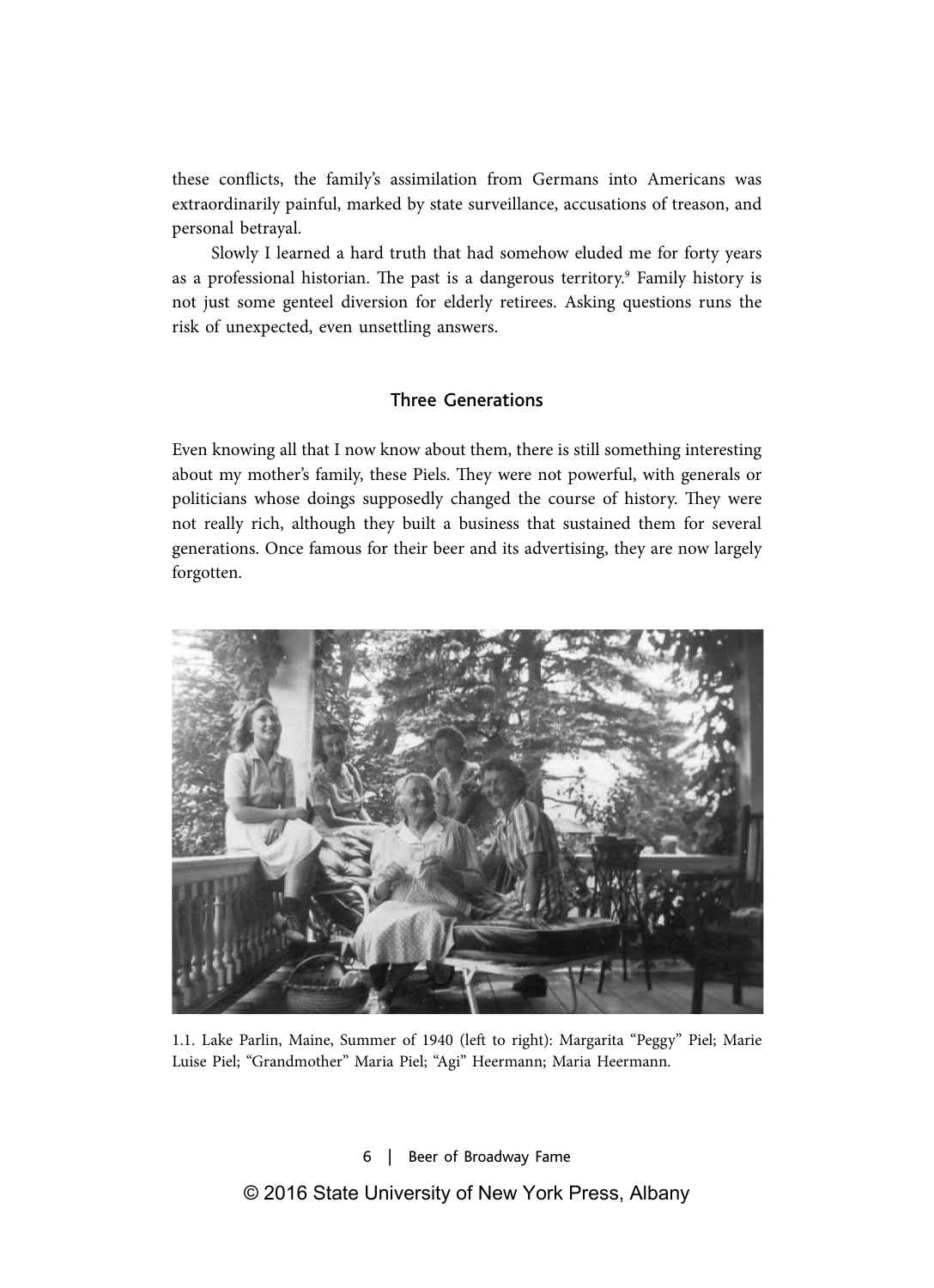these conflicts, the family's assimilation from Germans into Americans was extraordinarily painful, marked by state surveillance, accusations of treason, and personal betrayal.

Slowly I learned a hard truth that had somehow eluded me for forty years as a professional historian. The past is a dangerous territory.[9] Family history is not just some genteel diversion for elderly retirees. Asking questions runs the risk of unexpected, even unsettling answers.

## Three Generations

Even knowing all that I now know about them, there is still something interesting about my mother's family, these Piels. They were not powerful, with generals or politicians whose doings supposedly changed the course of history. They were not really rich, although they built a business that sustained them for several generations. Once famous for their beer and its advertising, they are now largely forgotten.

1.1. Lake Parlin, Maine, Summer of 1940 (left to right): Margarita "Peggy" Piel; Marie Luise Piel; "Grandmother" Maria Piel; "Agi" Heermann; Maria Heermann.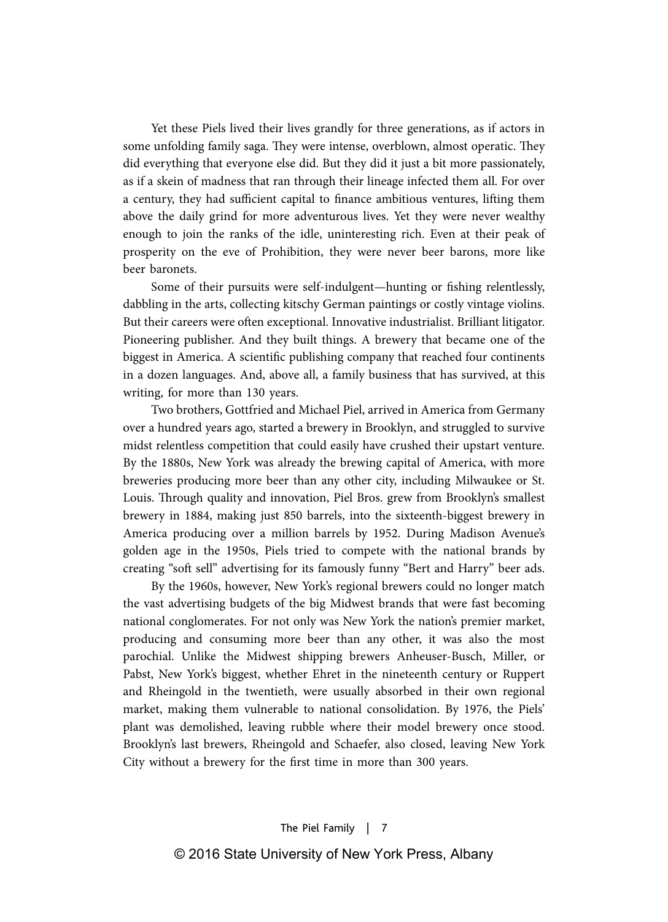Yet these Piels lived their lives grandly for three generations, as if actors in some unfolding family saga. They were intense, overblown, almost operatic. They did everything that everyone else did. But they did it just a bit more passionately, as if a skein of madness that ran through their lineage infected them all. For over a century, they had sufficient capital to finance ambitious ventures, lifting them above the daily grind for more adventurous lives. Yet they were never wealthy enough to join the ranks of the idle, uninteresting rich. Even at their peak of prosperity on the eve of Prohibition, they were never beer barons, more like beer baronets.

Some of their pursuits were self-indulgent—hunting or fishing relentlessly, dabbling in the arts, collecting kitschy German paintings or costly vintage violins. But their careers were often exceptional. Innovative industrialist. Brilliant litigator. Pioneering publisher. And they built things. A brewery that became one of the biggest in America. A scientific publishing company that reached four continents in a dozen languages. And, above all, a family business that has survived, at this writing, for more than 130 years.

Two brothers, Gottfried and Michael Piel, arrived in America from Germany over a hundred years ago, started a brewery in Brooklyn, and struggled to survive midst relentless competition that could easily have crushed their upstart venture. By the 1880s, New York was already the brewing capital of America, with more breweries producing more beer than any other city, including Milwaukee or St. Louis. Through quality and innovation, Piel Bros. grew from Brooklyn's smallest brewery in 1884, making just 850 barrels, into the sixteenth-biggest brewery in America producing over a million barrels by 1952. During Madison Avenue's golden age in the 1950s, Piels tried to compete with the national brands by creating "soft sell" advertising for its famously funny "Bert and Harry" beer ads.

By the 1960s, however, New York's regional brewers could no longer match the vast advertising budgets of the big Midwest brands that were fast becoming national conglomerates. For not only was New York the nation's premier market, producing and consuming more beer than any other, it was also the most parochial. Unlike the Midwest shipping brewers Anheuser-Busch, Miller, or Pabst, New York's biggest, whether Ehret in the nineteenth century or Ruppert and Rheingold in the twentieth, were usually absorbed in their own regional market, making them vulnerable to national consolidation. By 1976, the Piels' plant was demolished, leaving rubble where their model brewery once stood. Brooklyn's last brewers, Rheingold and Schaefer, also closed, leaving New York City without a brewery for the first time in more than 300 years.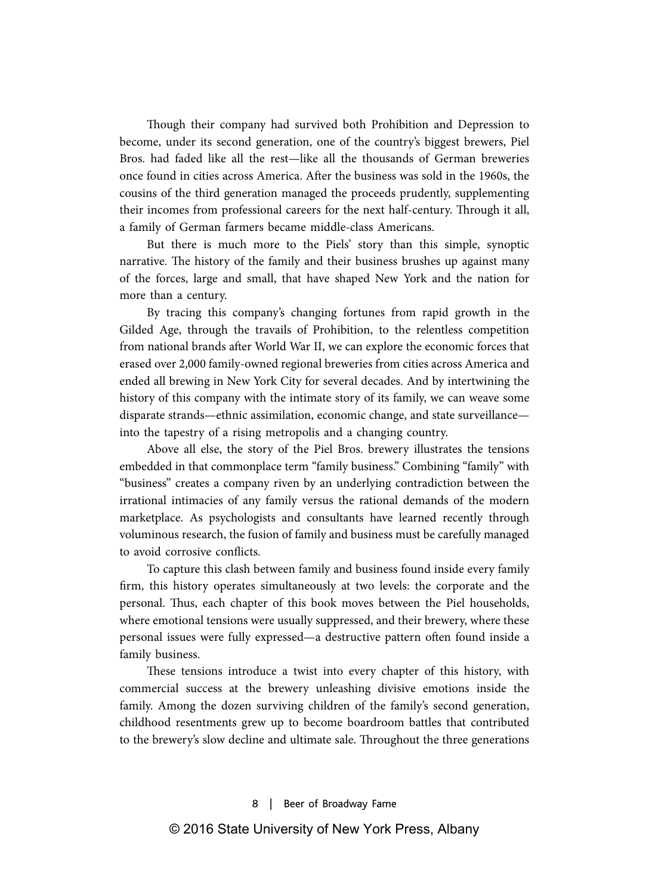Though their company had survived both Prohibition and Depression to become, under its second generation, one of the country's biggest brewers, Piel Bros. had faded like all the rest—like all the thousands of German breweries once found in cities across America. After the business was sold in the 1960s, the cousins of the third generation managed the proceeds prudently, supplementing their incomes from professional careers for the next half-century. Through it all, a family of German farmers became middle-class Americans.

But there is much more to the Piels' story than this simple, synoptic narrative. The history of the family and their business brushes up against many of the forces, large and small, that have shaped New York and the nation for more than a century.

By tracing this company's changing fortunes from rapid growth in the Gilded Age, through the travails of Prohibition, to the relentless competition from national brands after World War II, we can explore the economic forces that erased over 2,000 family-owned regional breweries from cities across America and ended all brewing in New York City for several decades. And by intertwining the history of this company with the intimate story of its family, we can weave some disparate strands—ethnic assimilation, economic change, and state surveillance—into the tapestry of a rising metropolis and a changing country.

Above all else, the story of the Piel Bros. brewery illustrates the tensions embedded in that commonplace term "family business." Combining "family" with "business" creates a company riven by an underlying contradiction between the irrational intimacies of any family versus the rational demands of the modern marketplace. As psychologists and consultants have learned recently through voluminous research, the fusion of family and business must be carefully managed to avoid corrosive conflicts.

To capture this clash between family and business found inside every family firm, this history operates simultaneously at two levels: the corporate and the personal. Thus, each chapter of this book moves between the Piel households, where emotional tensions were usually suppressed, and their brewery, where these personal issues were fully expressed—a destructive pattern often found inside a family business.

These tensions introduce a twist into every chapter of this history, with commercial success at the brewery unleashing divisive emotions inside the family. Among the dozen surviving children of the family's second generation, childhood resentments grew up to become boardroom battles that contributed to the brewery's slow decline and ultimate sale. Throughout the three generations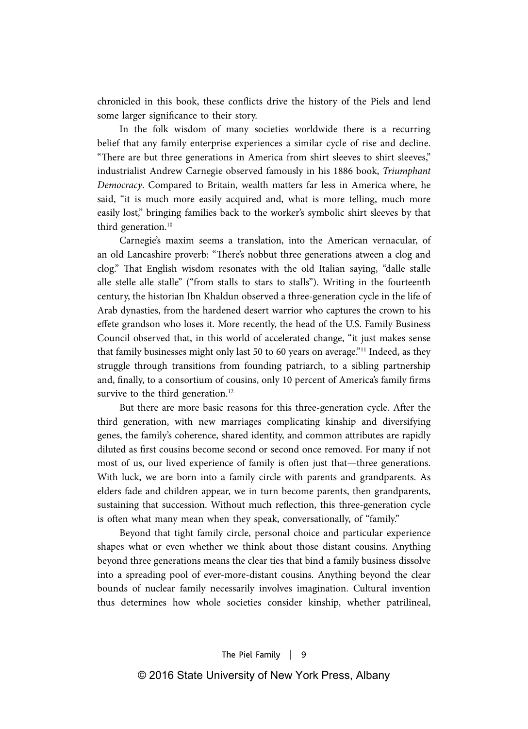chronicled in this book, these conflicts drive the history of the Piels and lend some larger significance to their story.

In the folk wisdom of many societies worldwide there is a recurring belief that any family enterprise experiences a similar cycle of rise and decline. "There are but three generations in America from shirt sleeves to shirt sleeves," industrialist Andrew Carnegie observed famously in his 1886 book, *Triumphant Democracy*. Compared to Britain, wealth matters far less in America where, he said, "it is much more easily acquired and, what is more telling, much more easily lost," bringing families back to the worker's symbolic shirt sleeves by that third generation.[10]

Carnegie's maxim seems a translation, into the American vernacular, of an old Lancashire proverb: "There's nobbut three generations atween a clog and clog." That English wisdom resonates with the old Italian saying, "dalle stalle alle stelle alle stalle" ("from stalls to stars to stalls"). Writing in the fourteenth century, the historian Ibn Khaldun observed a three-generation cycle in the life of Arab dynasties, from the hardened desert warrior who captures the crown to his effete grandson who loses it. More recently, the head of the U.S. Family Business Council observed that, in this world of accelerated change, "it just makes sense that family businesses might only last 50 to 60 years on average."[11] Indeed, as they struggle through transitions from founding patriarch, to a sibling partnership and, finally, to a consortium of cousins, only 10 percent of America's family firms survive to the third generation.[12]

But there are more basic reasons for this three-generation cycle. After the third generation, with new marriages complicating kinship and diversifying genes, the family's coherence, shared identity, and common attributes are rapidly diluted as first cousins become second or second once removed. For many if not most of us, our lived experience of family is often just that—three generations. With luck, we are born into a family circle with parents and grandparents. As elders fade and children appear, we in turn become parents, then grandparents, sustaining that succession. Without much reflection, this three-generation cycle is often what many mean when they speak, conversationally, of "family."

Beyond that tight family circle, personal choice and particular experience shapes what or even whether we think about those distant cousins. Anything beyond three generations means the clear ties that bind a family business dissolve into a spreading pool of ever-more-distant cousins. Anything beyond the clear bounds of nuclear family necessarily involves imagination. Cultural invention thus determines how whole societies consider kinship, whether patrilineal,

© 2016 State University of New York Press, Albany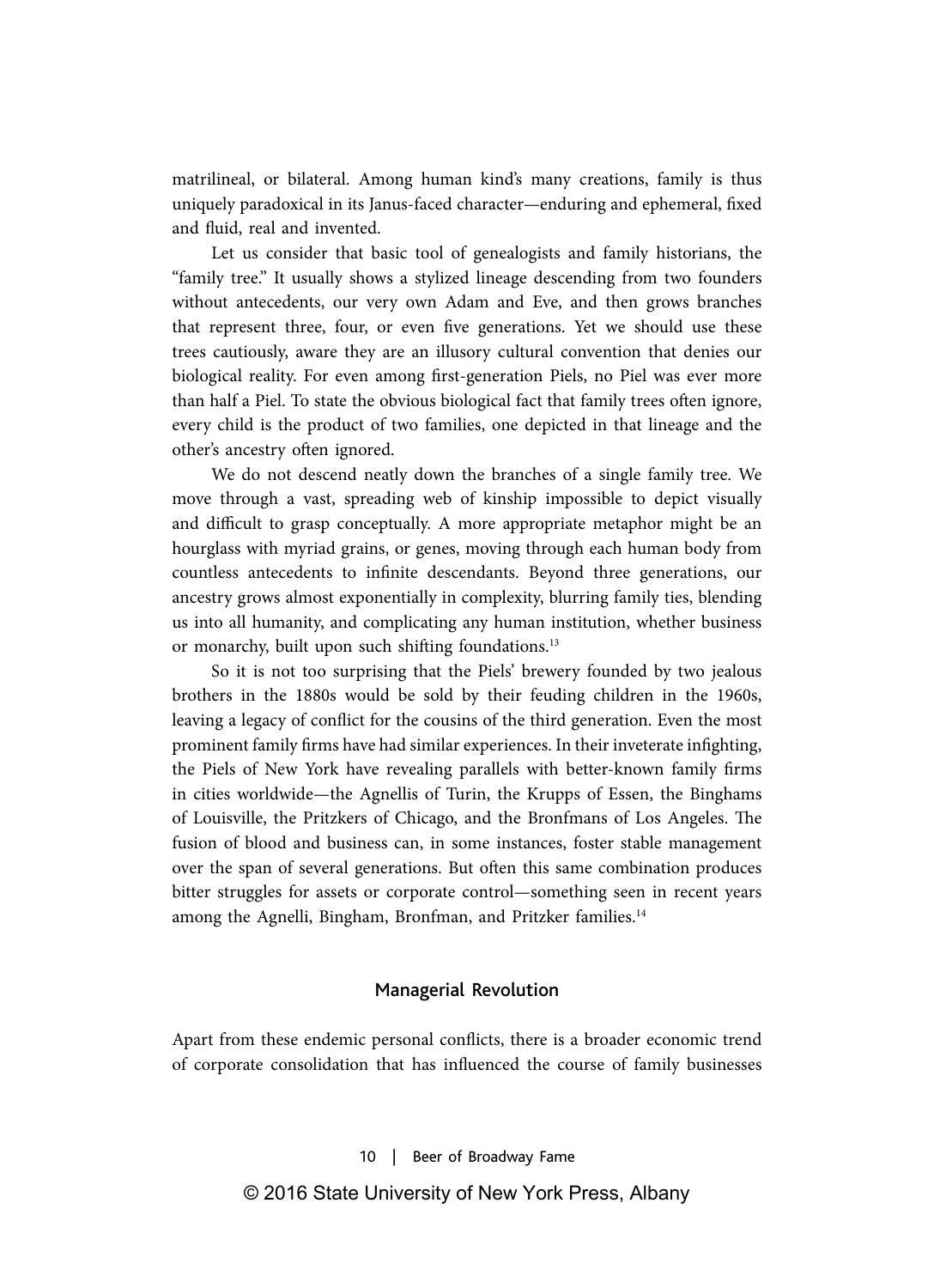matrilineal, or bilateral. Among human kind's many creations, family is thus uniquely paradoxical in its Janus-faced character—enduring and ephemeral, fixed and fluid, real and invented.

Let us consider that basic tool of genealogists and family historians, the "family tree." It usually shows a stylized lineage descending from two founders without antecedents, our very own Adam and Eve, and then grows branches that represent three, four, or even five generations. Yet we should use these trees cautiously, aware they are an illusory cultural convention that denies our biological reality. For even among first-generation Piels, no Piel was ever more than half a Piel. To state the obvious biological fact that family trees often ignore, every child is the product of two families, one depicted in that lineage and the other's ancestry often ignored.

We do not descend neatly down the branches of a single family tree. We move through a vast, spreading web of kinship impossible to depict visually and difficult to grasp conceptually. A more appropriate metaphor might be an hourglass with myriad grains, or genes, moving through each human body from countless antecedents to infinite descendants. Beyond three generations, our ancestry grows almost exponentially in complexity, blurring family ties, blending us into all humanity, and complicating any human institution, whether business or monarchy, built upon such shifting foundations.[13]

So it is not too surprising that the Piels' brewery founded by two jealous brothers in the 1880s would be sold by their feuding children in the 1960s, leaving a legacy of conflict for the cousins of the third generation. Even the most prominent family firms have had similar experiences. In their inveterate infighting, the Piels of New York have revealing parallels with better-known family firms in cities worldwide—the Agnellis of Turin, the Krupps of Essen, the Binghams of Louisville, the Pritzkers of Chicago, and the Bronfmans of Los Angeles. The fusion of blood and business can, in some instances, foster stable management over the span of several generations. But often this same combination produces bitter struggles for assets or corporate control—something seen in recent years among the Agnelli, Bingham, Bronfman, and Pritzker families.[14]

## Managerial Revolution

Apart from these endemic personal conflicts, there is a broader economic trend of corporate consolidation that has influenced the course of family businesses

© 2016 State University of New York Press, Albany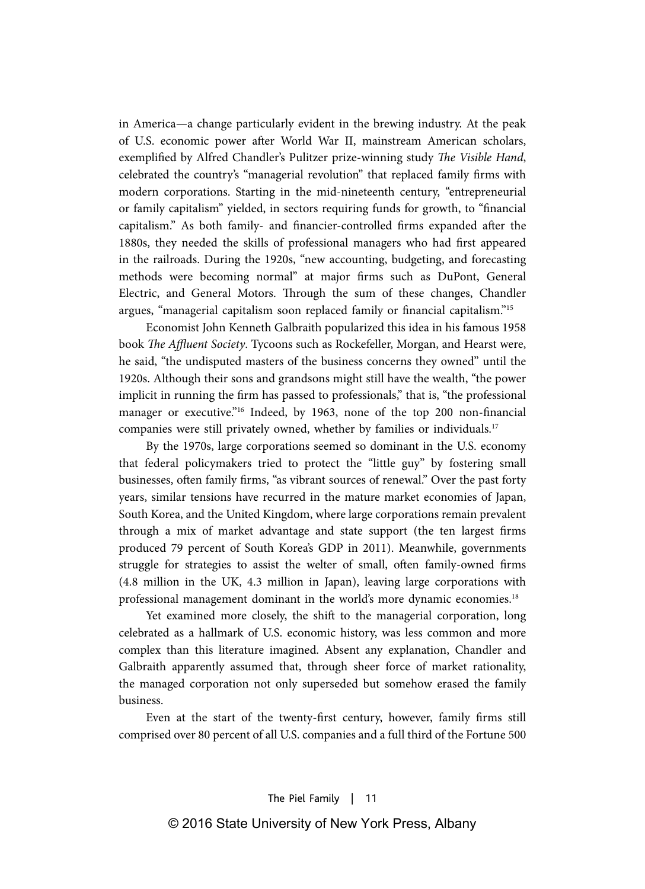in America—a change particularly evident in the brewing industry. At the peak of U.S. economic power after World War II, mainstream American scholars, exemplified by Alfred Chandler's Pulitzer prize-winning study *The Visible Hand*, celebrated the country's "managerial revolution" that replaced family firms with modern corporations. Starting in the mid-nineteenth century, "entrepreneurial or family capitalism" yielded, in sectors requiring funds for growth, to "financial capitalism." As both family- and financier-controlled firms expanded after the 1880s, they needed the skills of professional managers who had first appeared in the railroads. During the 1920s, "new accounting, budgeting, and forecasting methods were becoming normal" at major firms such as DuPont, General Electric, and General Motors. Through the sum of these changes, Chandler argues, "managerial capitalism soon replaced family or financial capitalism."[15]

Economist John Kenneth Galbraith popularized this idea in his famous 1958 book *The Affluent Society*. Tycoons such as Rockefeller, Morgan, and Hearst were, he said, "the undisputed masters of the business concerns they owned" until the 1920s. Although their sons and grandsons might still have the wealth, "the power implicit in running the firm has passed to professionals," that is, "the professional manager or executive."[16] Indeed, by 1963, none of the top 200 non-financial companies were still privately owned, whether by families or individuals.[17]

By the 1970s, large corporations seemed so dominant in the U.S. economy that federal policymakers tried to protect the "little guy" by fostering small businesses, often family firms, "as vibrant sources of renewal." Over the past forty years, similar tensions have recurred in the mature market economies of Japan, South Korea, and the United Kingdom, where large corporations remain prevalent through a mix of market advantage and state support (the ten largest firms produced 79 percent of South Korea's GDP in 2011). Meanwhile, governments struggle for strategies to assist the welter of small, often family-owned firms (4.8 million in the UK, 4.3 million in Japan), leaving large corporations with professional management dominant in the world's more dynamic economies.[18]

Yet examined more closely, the shift to the managerial corporation, long celebrated as a hallmark of U.S. economic history, was less common and more complex than this literature imagined. Absent any explanation, Chandler and Galbraith apparently assumed that, through sheer force of market rationality, the managed corporation not only superseded but somehow erased the family business.

Even at the start of the twenty-first century, however, family firms still comprised over 80 percent of all U.S. companies and a full third of the Fortune 500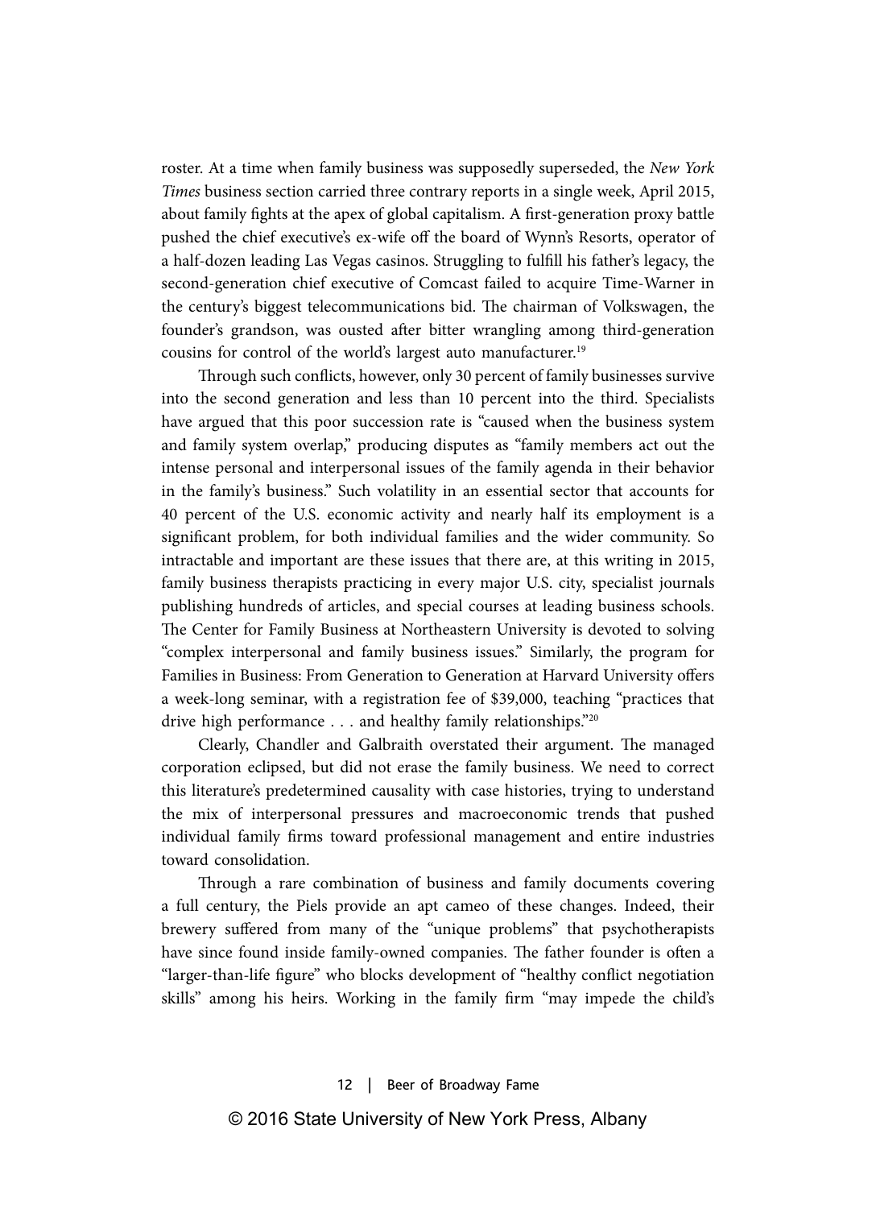roster. At a time when family business was supposedly superseded, the *New York Times* business section carried three contrary reports in a single week, April 2015, about family fights at the apex of global capitalism. A first-generation proxy battle pushed the chief executive's ex-wife off the board of Wynn's Resorts, operator of a half-dozen leading Las Vegas casinos. Struggling to fulfill his father's legacy, the second-generation chief executive of Comcast failed to acquire Time-Warner in the century's biggest telecommunications bid. The chairman of Volkswagen, the founder's grandson, was ousted after bitter wrangling among third-generation cousins for control of the world's largest auto manufacturer.[19]

Through such conflicts, however, only 30 percent of family businesses survive into the second generation and less than 10 percent into the third. Specialists have argued that this poor succession rate is "caused when the business system and family system overlap," producing disputes as "family members act out the intense personal and interpersonal issues of the family agenda in their behavior in the family's business." Such volatility in an essential sector that accounts for 40 percent of the U.S. economic activity and nearly half its employment is a significant problem, for both individual families and the wider community. So intractable and important are these issues that there are, at this writing in 2015, family business therapists practicing in every major U.S. city, specialist journals publishing hundreds of articles, and special courses at leading business schools. The Center for Family Business at Northeastern University is devoted to solving "complex interpersonal and family business issues." Similarly, the program for Families in Business: From Generation to Generation at Harvard University offers a week-long seminar, with a registration fee of $39,000, teaching "practices that drive high performance . . . and healthy family relationships."[20]

Clearly, Chandler and Galbraith overstated their argument. The managed corporation eclipsed, but did not erase the family business. We need to correct this literature's predetermined causality with case histories, trying to understand the mix of interpersonal pressures and macroeconomic trends that pushed individual family firms toward professional management and entire industries toward consolidation.

Through a rare combination of business and family documents covering a full century, the Piels provide an apt cameo of these changes. Indeed, their brewery suffered from many of the "unique problems" that psychotherapists have since found inside family-owned companies. The father founder is often a "larger-than-life figure" who blocks development of "healthy conflict negotiation skills" among his heirs. Working in the family firm "may impede the child's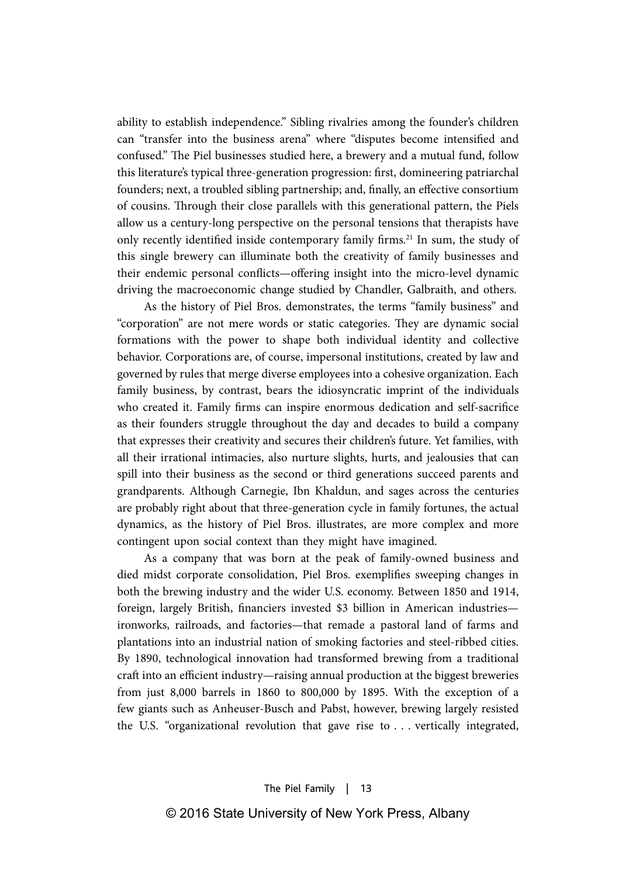ability to establish independence." Sibling rivalries among the founder's children can "transfer into the business arena" where "disputes become intensified and confused." The Piel businesses studied here, a brewery and a mutual fund, follow this literature's typical three-generation progression: first, domineering patriarchal founders; next, a troubled sibling partnership; and, finally, an effective consortium of cousins. Through their close parallels with this generational pattern, the Piels allow us a century-long perspective on the personal tensions that therapists have only recently identified inside contemporary family firms.[21] In sum, the study of this single brewery can illuminate both the creativity of family businesses and their endemic personal conflicts—offering insight into the micro-level dynamic driving the macroeconomic change studied by Chandler, Galbraith, and others.

As the history of Piel Bros. demonstrates, the terms "family business" and "corporation" are not mere words or static categories. They are dynamic social formations with the power to shape both individual identity and collective behavior. Corporations are, of course, impersonal institutions, created by law and governed by rules that merge diverse employees into a cohesive organization. Each family business, by contrast, bears the idiosyncratic imprint of the individuals who created it. Family firms can inspire enormous dedication and self-sacrifice as their founders struggle throughout the day and decades to build a company that expresses their creativity and secures their children's future. Yet families, with all their irrational intimacies, also nurture slights, hurts, and jealousies that can spill into their business as the second or third generations succeed parents and grandparents. Although Carnegie, Ibn Khaldun, and sages across the centuries are probably right about that three-generation cycle in family fortunes, the actual dynamics, as the history of Piel Bros. illustrates, are more complex and more contingent upon social context than they might have imagined.

As a company that was born at the peak of family-owned business and died midst corporate consolidation, Piel Bros. exemplifies sweeping changes in both the brewing industry and the wider U.S. economy. Between 1850 and 1914, foreign, largely British, financiers invested $3 billion in American industries—ironworks, railroads, and factories—that remade a pastoral land of farms and plantations into an industrial nation of smoking factories and steel-ribbed cities. By 1890, technological innovation had transformed brewing from a traditional craft into an efficient industry—raising annual production at the biggest breweries from just 8,000 barrels in 1860 to 800,000 by 1895. With the exception of a few giants such as Anheuser-Busch and Pabst, however, brewing largely resisted the U.S. "organizational revolution that gave rise to . . . vertically integrated,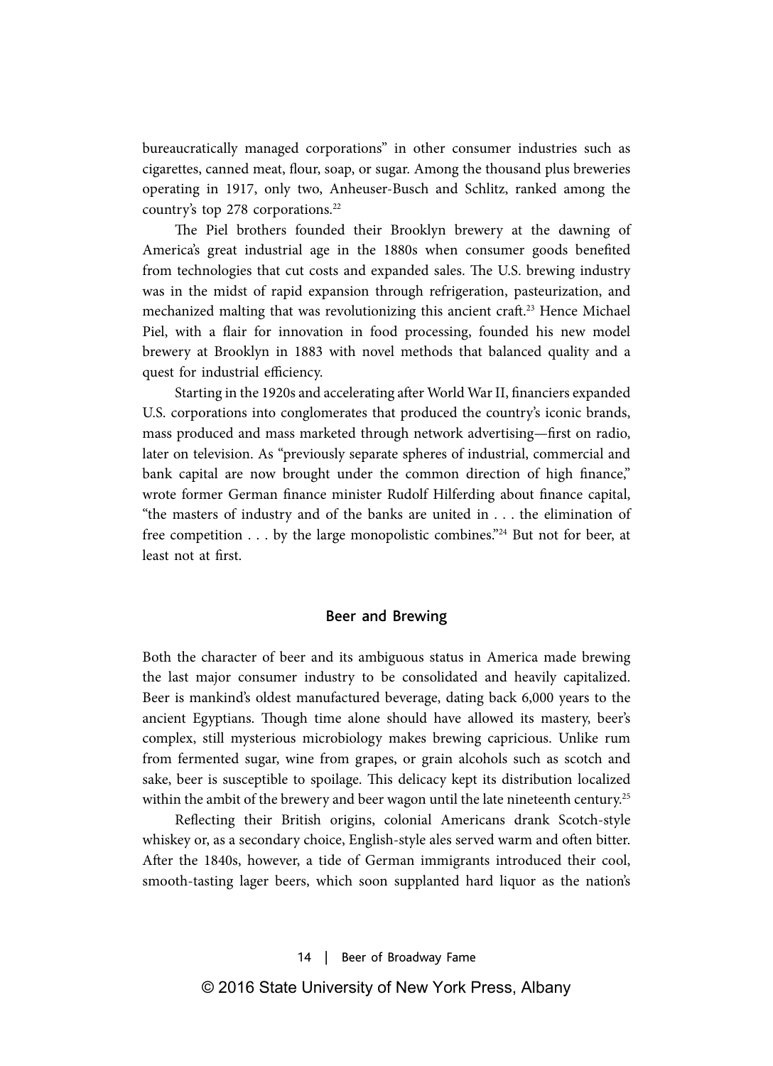bureaucratically managed corporations" in other consumer industries such as cigarettes, canned meat, flour, soap, or sugar. Among the thousand plus breweries operating in 1917, only two, Anheuser-Busch and Schlitz, ranked among the country's top 278 corporations.[22]

The Piel brothers founded their Brooklyn brewery at the dawning of America's great industrial age in the 1880s when consumer goods benefited from technologies that cut costs and expanded sales. The U.S. brewing industry was in the midst of rapid expansion through refrigeration, pasteurization, and mechanized malting that was revolutionizing this ancient craft.[23] Hence Michael Piel, with a flair for innovation in food processing, founded his new model brewery at Brooklyn in 1883 with novel methods that balanced quality and a quest for industrial efficiency.

Starting in the 1920s and accelerating after World War II, financiers expanded U.S. corporations into conglomerates that produced the country's iconic brands, mass produced and mass marketed through network advertising—first on radio, later on television. As "previously separate spheres of industrial, commercial and bank capital are now brought under the common direction of high finance," wrote former German finance minister Rudolf Hilferding about finance capital, "the masters of industry and of the banks are united in . . . the elimination of free competition . . . by the large monopolistic combines."[24] But not for beer, at least not at first.

## Beer and Brewing

Both the character of beer and its ambiguous status in America made brewing the last major consumer industry to be consolidated and heavily capitalized. Beer is mankind's oldest manufactured beverage, dating back 6,000 years to the ancient Egyptians. Though time alone should have allowed its mastery, beer's complex, still mysterious microbiology makes brewing capricious. Unlike rum from fermented sugar, wine from grapes, or grain alcohols such as scotch and sake, beer is susceptible to spoilage. This delicacy kept its distribution localized within the ambit of the brewery and beer wagon until the late nineteenth century.[25]

Reflecting their British origins, colonial Americans drank Scotch-style whiskey or, as a secondary choice, English-style ales served warm and often bitter. After the 1840s, however, a tide of German immigrants introduced their cool, smooth-tasting lager beers, which soon supplanted hard liquor as the nation's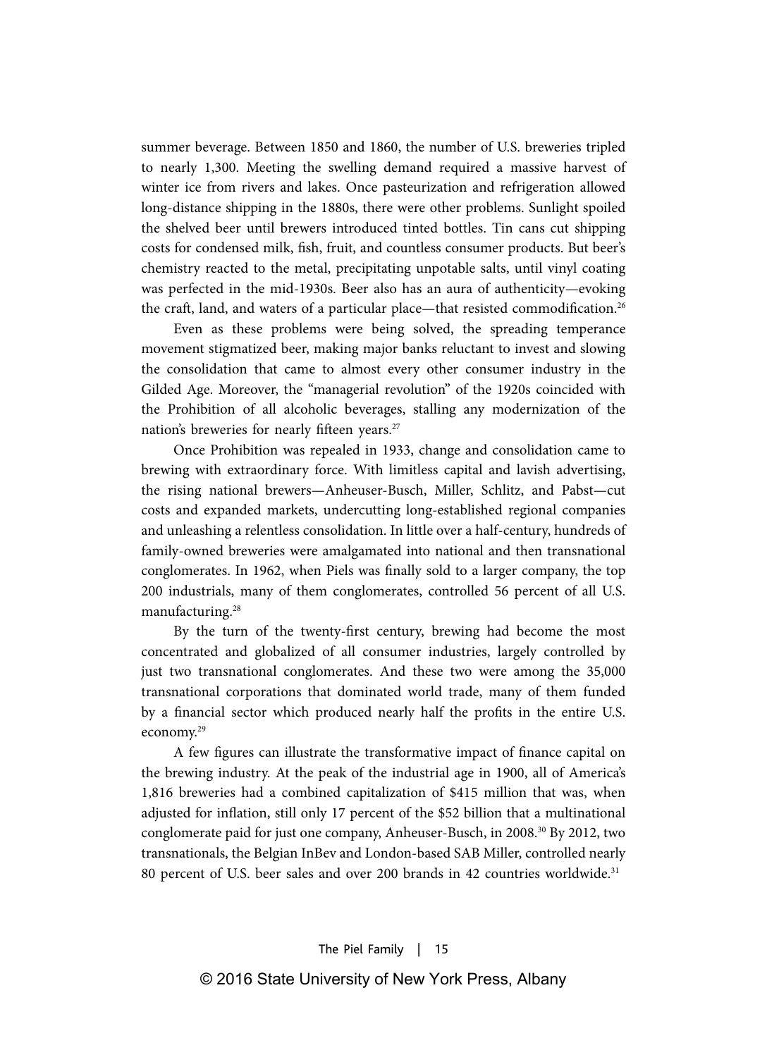summer beverage. Between 1850 and 1860, the number of U.S. breweries tripled to nearly 1,300. Meeting the swelling demand required a massive harvest of winter ice from rivers and lakes. Once pasteurization and refrigeration allowed long-distance shipping in the 1880s, there were other problems. Sunlight spoiled the shelved beer until brewers introduced tinted bottles. Tin cans cut shipping costs for condensed milk, fish, fruit, and countless consumer products. But beer's chemistry reacted to the metal, precipitating unpotable salts, until vinyl coating was perfected in the mid-1930s. Beer also has an aura of authenticity—evoking the craft, land, and waters of a particular place—that resisted commodification.[26]

Even as these problems were being solved, the spreading temperance movement stigmatized beer, making major banks reluctant to invest and slowing the consolidation that came to almost every other consumer industry in the Gilded Age. Moreover, the "managerial revolution" of the 1920s coincided with the Prohibition of all alcoholic beverages, stalling any modernization of the nation's breweries for nearly fifteen years.[27]

Once Prohibition was repealed in 1933, change and consolidation came to brewing with extraordinary force. With limitless capital and lavish advertising, the rising national brewers—Anheuser-Busch, Miller, Schlitz, and Pabst—cut costs and expanded markets, undercutting long-established regional companies and unleashing a relentless consolidation. In little over a half-century, hundreds of family-owned breweries were amalgamated into national and then transnational conglomerates. In 1962, when Piels was finally sold to a larger company, the top 200 industrials, many of them conglomerates, controlled 56 percent of all U.S. manufacturing.[28]

By the turn of the twenty-first century, brewing had become the most concentrated and globalized of all consumer industries, largely controlled by just two transnational conglomerates. And these two were among the 35,000 transnational corporations that dominated world trade, many of them funded by a financial sector which produced nearly half the profits in the entire U.S. economy.[29]

A few figures can illustrate the transformative impact of finance capital on the brewing industry. At the peak of the industrial age in 1900, all of America's 1,816 breweries had a combined capitalization of $415 million that was, when adjusted for inflation, still only 17 percent of the $52 billion that a multinational conglomerate paid for just one company, Anheuser-Busch, in 2008.[30] By 2012, two transnationals, the Belgian InBev and London-based SAB Miller, controlled nearly 80 percent of U.S. beer sales and over 200 brands in 42 countries worldwide.[31]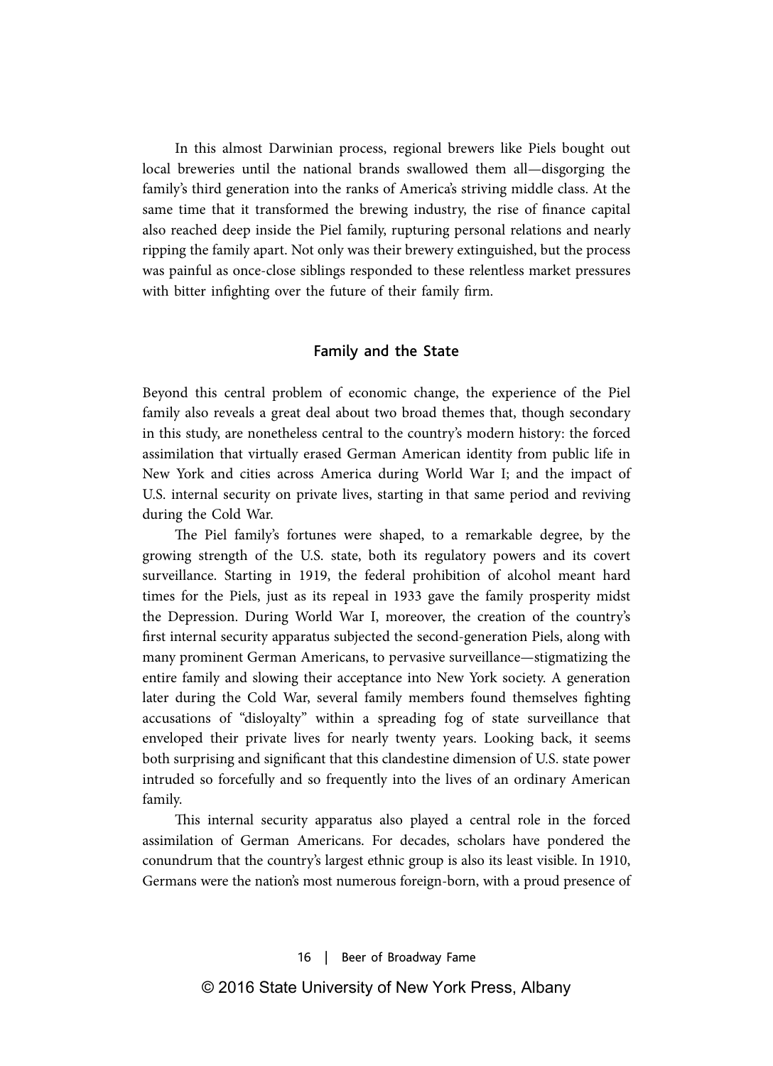In this almost Darwinian process, regional brewers like Piels bought out local breweries until the national brands swallowed them all—disgorging the family's third generation into the ranks of America's striving middle class. At the same time that it transformed the brewing industry, the rise of finance capital also reached deep inside the Piel family, rupturing personal relations and nearly ripping the family apart. Not only was their brewery extinguished, but the process was painful as once-close siblings responded to these relentless market pressures with bitter infighting over the future of their family firm.

## Family and the State

Beyond this central problem of economic change, the experience of the Piel family also reveals a great deal about two broad themes that, though secondary in this study, are nonetheless central to the country's modern history: the forced assimilation that virtually erased German American identity from public life in New York and cities across America during World War I; and the impact of U.S. internal security on private lives, starting in that same period and reviving during the Cold War.

The Piel family's fortunes were shaped, to a remarkable degree, by the growing strength of the U.S. state, both its regulatory powers and its covert surveillance. Starting in 1919, the federal prohibition of alcohol meant hard times for the Piels, just as its repeal in 1933 gave the family prosperity midst the Depression. During World War I, moreover, the creation of the country's first internal security apparatus subjected the second-generation Piels, along with many prominent German Americans, to pervasive surveillance—stigmatizing the entire family and slowing their acceptance into New York society. A generation later during the Cold War, several family members found themselves fighting accusations of "disloyalty" within a spreading fog of state surveillance that enveloped their private lives for nearly twenty years. Looking back, it seems both surprising and significant that this clandestine dimension of U.S. state power intruded so forcefully and so frequently into the lives of an ordinary American family.

This internal security apparatus also played a central role in the forced assimilation of German Americans. For decades, scholars have pondered the conundrum that the country's largest ethnic group is also its least visible. In 1910, Germans were the nation's most numerous foreign-born, with a proud presence of

© 2016 State University of New York Press, Albany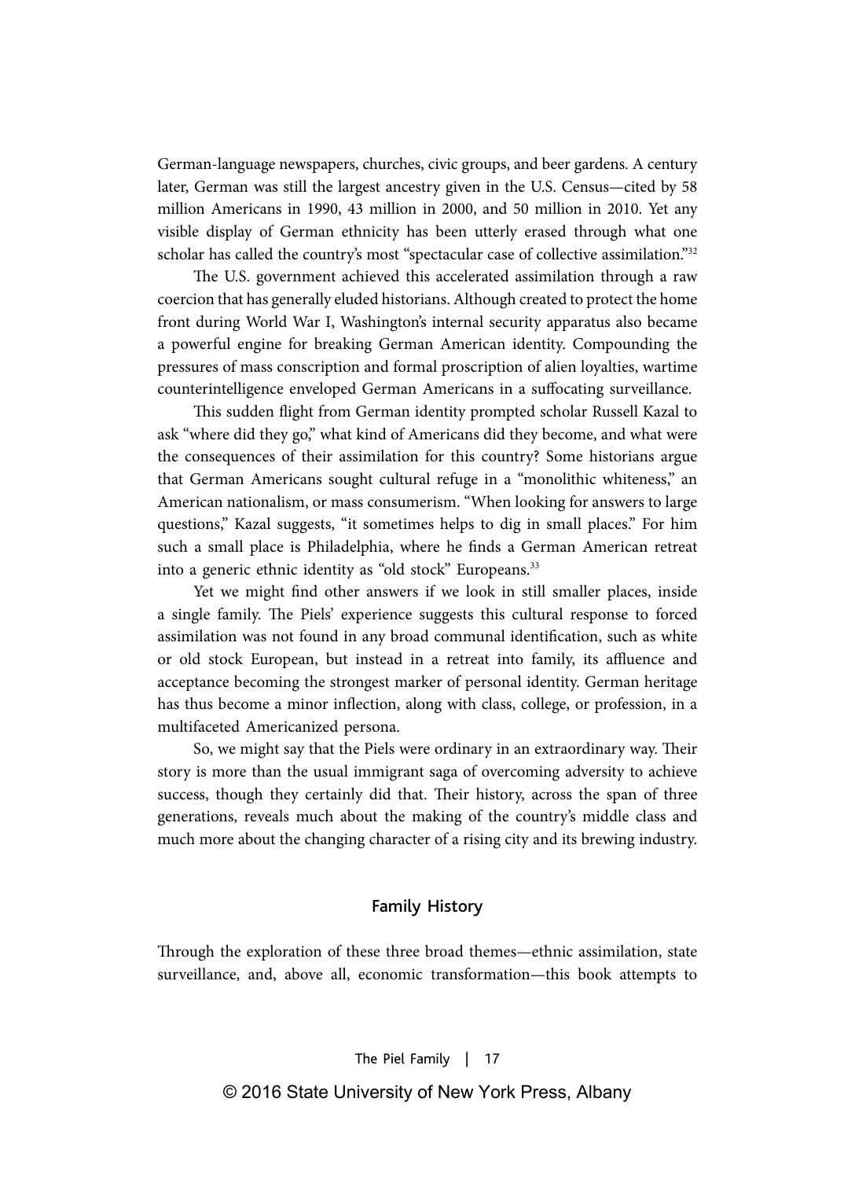German-language newspapers, churches, civic groups, and beer gardens. A century later, German was still the largest ancestry given in the U.S. Census—cited by 58 million Americans in 1990, 43 million in 2000, and 50 million in 2010. Yet any visible display of German ethnicity has been utterly erased through what one scholar has called the country's most "spectacular case of collective assimilation."[32]

The U.S. government achieved this accelerated assimilation through a raw coercion that has generally eluded historians. Although created to protect the home front during World War I, Washington's internal security apparatus also became a powerful engine for breaking German American identity. Compounding the pressures of mass conscription and formal proscription of alien loyalties, wartime counterintelligence enveloped German Americans in a suffocating surveillance.

This sudden flight from German identity prompted scholar Russell Kazal to ask "where did they go," what kind of Americans did they become, and what were the consequences of their assimilation for this country? Some historians argue that German Americans sought cultural refuge in a "monolithic whiteness," an American nationalism, or mass consumerism. "When looking for answers to large questions," Kazal suggests, "it sometimes helps to dig in small places." For him such a small place is Philadelphia, where he finds a German American retreat into a generic ethnic identity as "old stock" Europeans.[33]

Yet we might find other answers if we look in still smaller places, inside a single family. The Piels' experience suggests this cultural response to forced assimilation was not found in any broad communal identification, such as white or old stock European, but instead in a retreat into family, its affluence and acceptance becoming the strongest marker of personal identity. German heritage has thus become a minor inflection, along with class, college, or profession, in a multifaceted Americanized persona.

So, we might say that the Piels were ordinary in an extraordinary way. Their story is more than the usual immigrant saga of overcoming adversity to achieve success, though they certainly did that. Their history, across the span of three generations, reveals much about the making of the country's middle class and much more about the changing character of a rising city and its brewing industry.

## Family History

Through the exploration of these three broad themes—ethnic assimilation, state surveillance, and, above all, economic transformation—this book attempts to

© 2016 State University of New York Press, Albany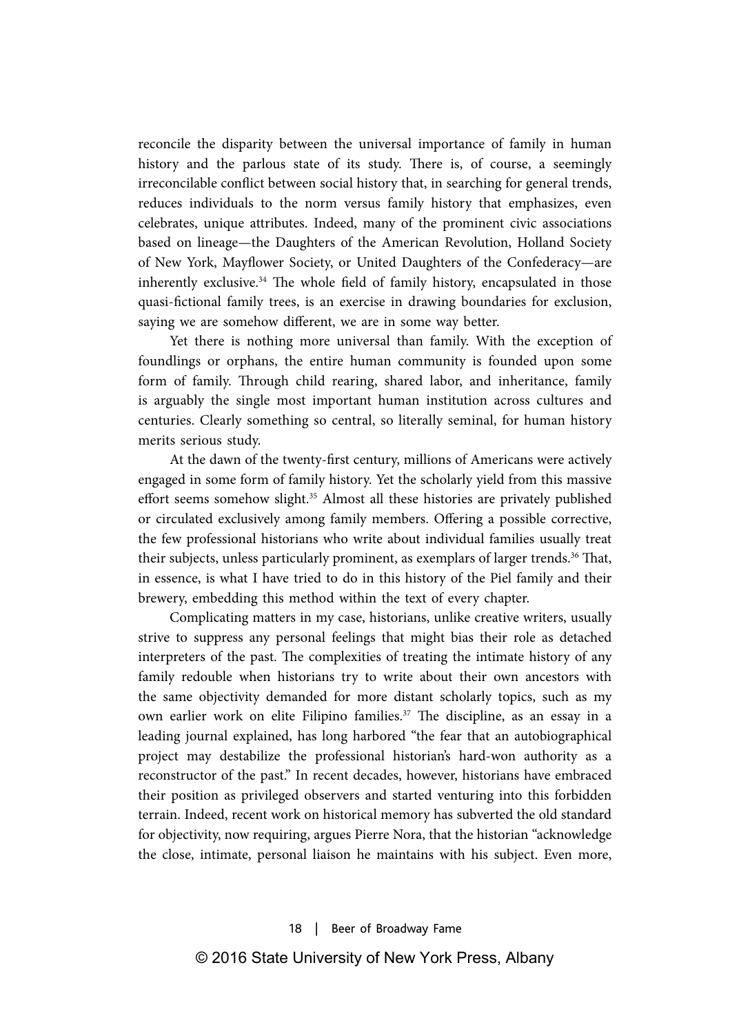reconcile the disparity between the universal importance of family in human history and the parlous state of its study. There is, of course, a seemingly irreconcilable conflict between social history that, in searching for general trends, reduces individuals to the norm versus family history that emphasizes, even celebrates, unique attributes. Indeed, many of the prominent civic associations based on lineage—the Daughters of the American Revolution, Holland Society of New York, Mayflower Society, or United Daughters of the Confederacy—are inherently exclusive.[34] The whole field of family history, encapsulated in those quasi-fictional family trees, is an exercise in drawing boundaries for exclusion, saying we are somehow different, we are in some way better.

Yet there is nothing more universal than family. With the exception of foundlings or orphans, the entire human community is founded upon some form of family. Through child rearing, shared labor, and inheritance, family is arguably the single most important human institution across cultures and centuries. Clearly something so central, so literally seminal, for human history merits serious study.

At the dawn of the twenty-first century, millions of Americans were actively engaged in some form of family history. Yet the scholarly yield from this massive effort seems somehow slight.[35] Almost all these histories are privately published or circulated exclusively among family members. Offering a possible corrective, the few professional historians who write about individual families usually treat their subjects, unless particularly prominent, as exemplars of larger trends.[36] That, in essence, is what I have tried to do in this history of the Piel family and their brewery, embedding this method within the text of every chapter.

Complicating matters in my case, historians, unlike creative writers, usually strive to suppress any personal feelings that might bias their role as detached interpreters of the past. The complexities of treating the intimate history of any family redouble when historians try to write about their own ancestors with the same objectivity demanded for more distant scholarly topics, such as my own earlier work on elite Filipino families.[37] The discipline, as an essay in a leading journal explained, has long harbored "the fear that an autobiographical project may destabilize the professional historian's hard-won authority as a reconstructor of the past." In recent decades, however, historians have embraced their position as privileged observers and started venturing into this forbidden terrain. Indeed, recent work on historical memory has subverted the old standard for objectivity, now requiring, argues Pierre Nora, that the historian "acknowledge the close, intimate, personal liaison he maintains with his subject. Even more,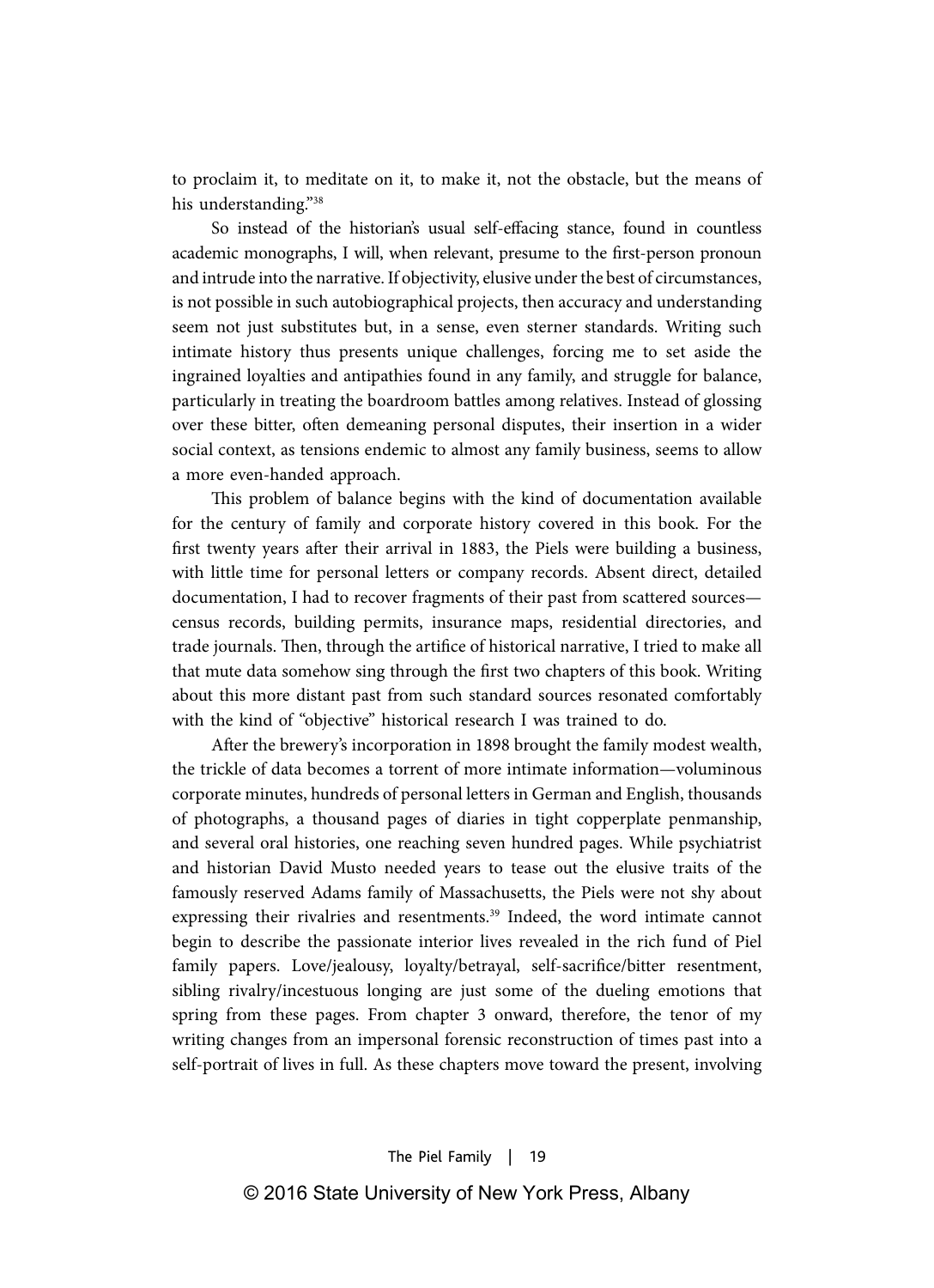to proclaim it, to meditate on it, to make it, not the obstacle, but the means of his understanding."[38]

So instead of the historian's usual self-effacing stance, found in countless academic monographs, I will, when relevant, presume to the first-person pronoun and intrude into the narrative. If objectivity, elusive under the best of circumstances, is not possible in such autobiographical projects, then accuracy and understanding seem not just substitutes but, in a sense, even sterner standards. Writing such intimate history thus presents unique challenges, forcing me to set aside the ingrained loyalties and antipathies found in any family, and struggle for balance, particularly in treating the boardroom battles among relatives. Instead of glossing over these bitter, often demeaning personal disputes, their insertion in a wider social context, as tensions endemic to almost any family business, seems to allow a more even-handed approach.

This problem of balance begins with the kind of documentation available for the century of family and corporate history covered in this book. For the first twenty years after their arrival in 1883, the Piels were building a business, with little time for personal letters or company records. Absent direct, detailed documentation, I had to recover fragments of their past from scattered sources—census records, building permits, insurance maps, residential directories, and trade journals. Then, through the artifice of historical narrative, I tried to make all that mute data somehow sing through the first two chapters of this book. Writing about this more distant past from such standard sources resonated comfortably with the kind of "objective" historical research I was trained to do.

After the brewery's incorporation in 1898 brought the family modest wealth, the trickle of data becomes a torrent of more intimate information—voluminous corporate minutes, hundreds of personal letters in German and English, thousands of photographs, a thousand pages of diaries in tight copperplate penmanship, and several oral histories, one reaching seven hundred pages. While psychiatrist and historian David Musto needed years to tease out the elusive traits of the famously reserved Adams family of Massachusetts, the Piels were not shy about expressing their rivalries and resentments.[39] Indeed, the word intimate cannot begin to describe the passionate interior lives revealed in the rich fund of Piel family papers. Love/jealousy, loyalty/betrayal, self-sacrifice/bitter resentment, sibling rivalry/incestuous longing are just some of the dueling emotions that spring from these pages. From chapter 3 onward, therefore, the tenor of my writing changes from an impersonal forensic reconstruction of times past into a self-portrait of lives in full. As these chapters move toward the present, involving

© 2016 State University of New York Press, Albany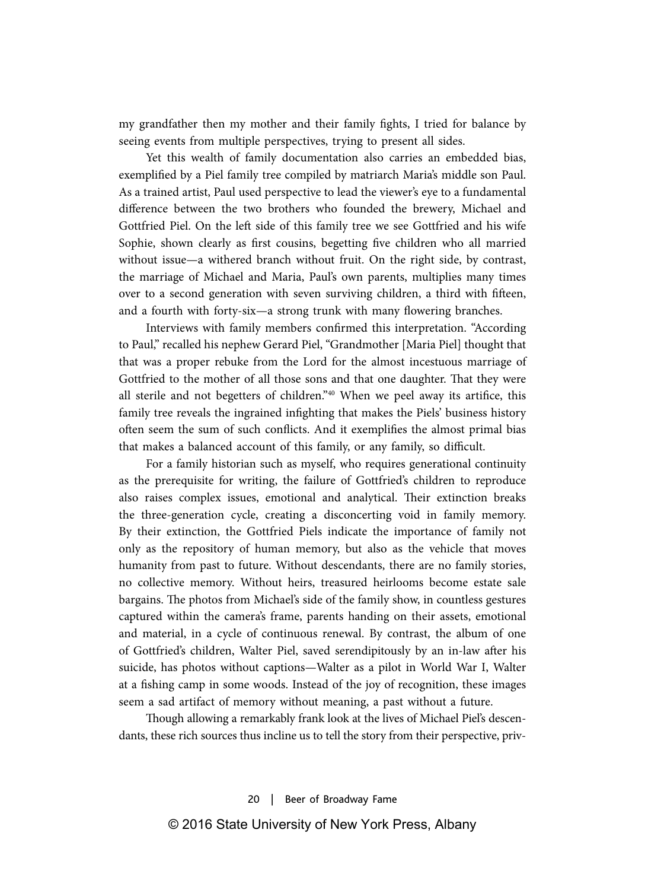my grandfather then my mother and their family fights, I tried for balance by seeing events from multiple perspectives, trying to present all sides.

Yet this wealth of family documentation also carries an embedded bias, exemplified by a Piel family tree compiled by matriarch Maria's middle son Paul. As a trained artist, Paul used perspective to lead the viewer's eye to a fundamental difference between the two brothers who founded the brewery, Michael and Gottfried Piel. On the left side of this family tree we see Gottfried and his wife Sophie, shown clearly as first cousins, begetting five children who all married without issue—a withered branch without fruit. On the right side, by contrast, the marriage of Michael and Maria, Paul's own parents, multiplies many times over to a second generation with seven surviving children, a third with fifteen, and a fourth with forty-six—a strong trunk with many flowering branches.

Interviews with family members confirmed this interpretation. "According to Paul," recalled his nephew Gerard Piel, "Grandmother [Maria Piel] thought that that was a proper rebuke from the Lord for the almost incestuous marriage of Gottfried to the mother of all those sons and that one daughter. That they were all sterile and not begetters of children."[40] When we peel away its artifice, this family tree reveals the ingrained infighting that makes the Piels' business history often seem the sum of such conflicts. And it exemplifies the almost primal bias that makes a balanced account of this family, or any family, so difficult.

For a family historian such as myself, who requires generational continuity as the prerequisite for writing, the failure of Gottfried's children to reproduce also raises complex issues, emotional and analytical. Their extinction breaks the three-generation cycle, creating a disconcerting void in family memory. By their extinction, the Gottfried Piels indicate the importance of family not only as the repository of human memory, but also as the vehicle that moves humanity from past to future. Without descendants, there are no family stories, no collective memory. Without heirs, treasured heirlooms become estate sale bargains. The photos from Michael's side of the family show, in countless gestures captured within the camera's frame, parents handing on their assets, emotional and material, in a cycle of continuous renewal. By contrast, the album of one of Gottfried's children, Walter Piel, saved serendipitously by an in-law after his suicide, has photos without captions—Walter as a pilot in World War I, Walter at a fishing camp in some woods. Instead of the joy of recognition, these images seem a sad artifact of memory without meaning, a past without a future.

Though allowing a remarkably frank look at the lives of Michael Piel's descendants, these rich sources thus incline us to tell the story from their perspective, priv-

© 2016 State University of New York Press, Albany